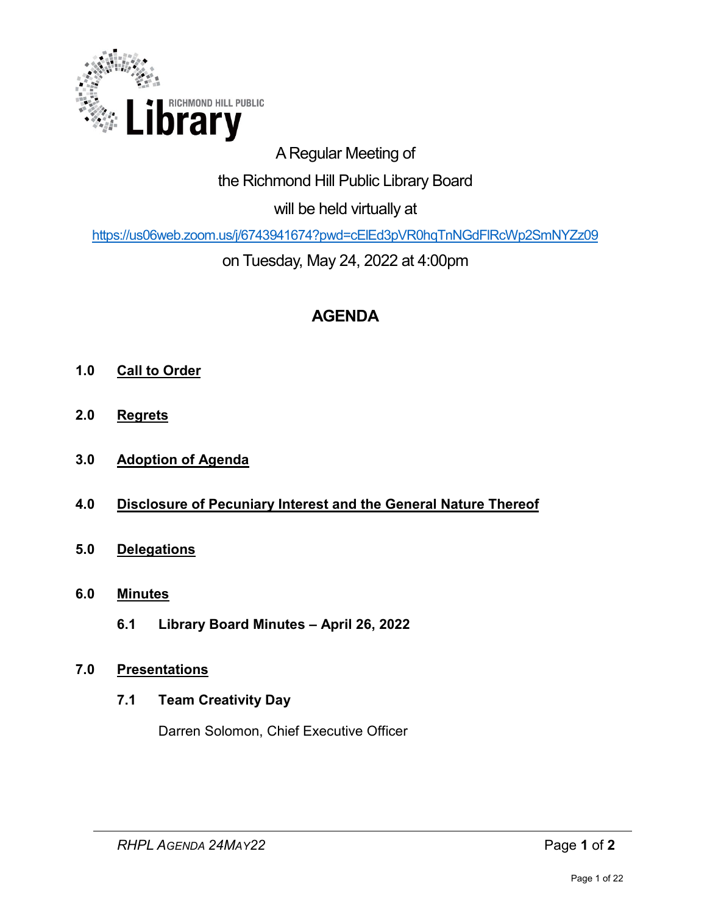RICHMOND HILL PUBLIC **Library**

A Regular Meeting of

the Richmond Hill Public Library Board

will be held virtually at

https://us06web.zoom.us/j/6743941674?pwd=cElEd3pVR0hqTnNGdFlRcWp2SmNYZz09

on Tuesday, May 24, 2022 at 4:00pm

## AGENDA

**1.0 Call to Order**

**2.0 Regrets**

**3.0 Adoption of Agenda**

**4.0 Disclosure of Pecuniary Interest and the General Nature Thereof**

**5.0 Delegations**

**6.0 Minutes**

**6.1 Library Board Minutes – April 26, 2022**

**7.0 Presentations**

**7.1 Team Creativity Day**

Darren Solomon, Chief Executive Officer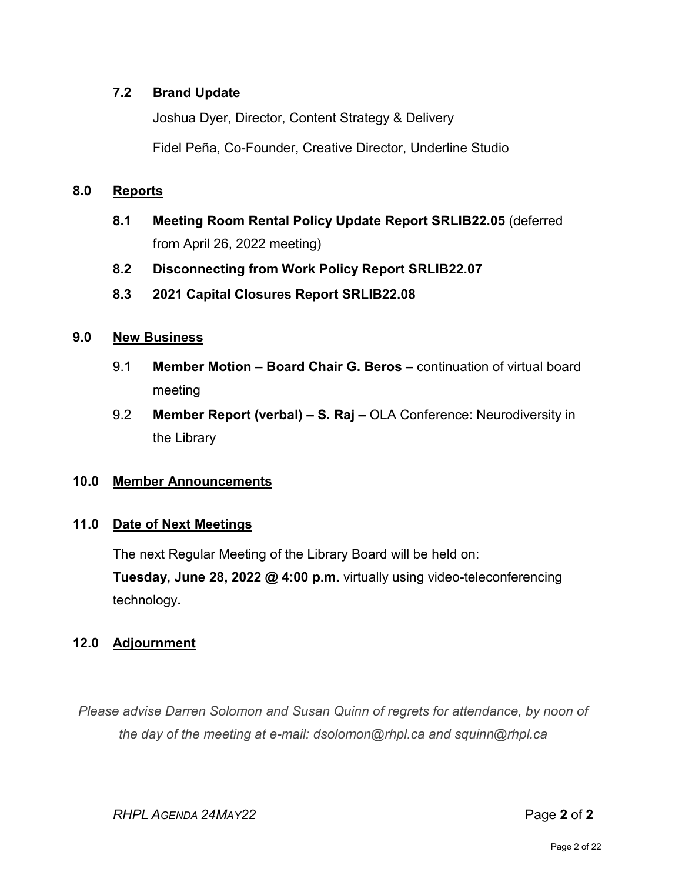### 7.2 Brand Update

Joshua Dyer, Director, Content Strategy & Delivery

Fidel Peña, Co-Founder, Creative Director, Underline Studio

## 8.0 Reports

- **8.1 Meeting Room Rental Policy Update Report SRLIB22.05** (deferred from April 26, 2022 meeting)
- **8.2 Disconnecting from Work Policy Report SRLIB22.07**
- **8.3 2021 Capital Closures Report SRLIB22.08**

## 9.0 New Business

- 9.1 **Member Motion – Board Chair G. Beros –** continuation of virtual board meeting
- 9.2 **Member Report (verbal) – S. Raj –** OLA Conference: Neurodiversity in the Library

## 10.0 Member Announcements

## 11.0 Date of Next Meetings

The next Regular Meeting of the Library Board will be held on:
**Tuesday, June 28, 2022 @ 4:00 p.m.** virtually using video-teleconferencing technology**.**

## 12.0 Adjournment

*Please advise Darren Solomon and Susan Quinn of regrets for attendance, by noon of the day of the meeting at e-mail: dsolomon@rhpl.ca and squinn@rhpl.ca*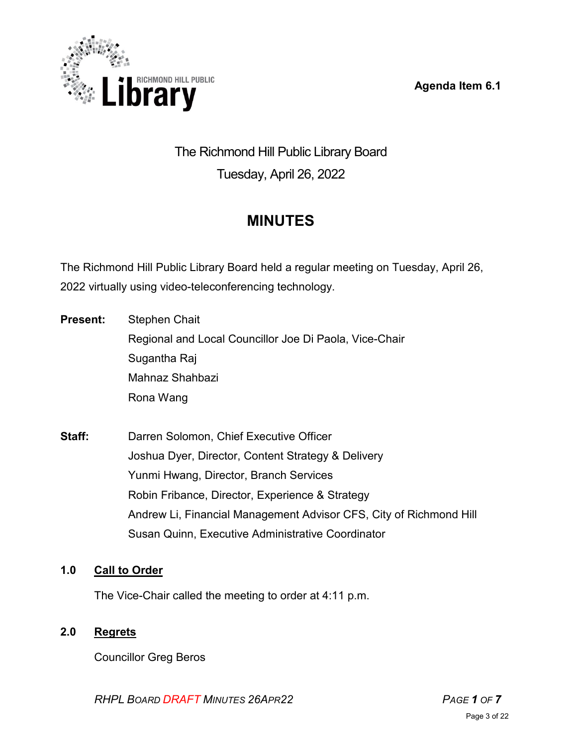Agenda Item 6.1

The Richmond Hill Public Library Board
Tuesday, April 26, 2022

# MINUTES

The Richmond Hill Public Library Board held a regular meeting on Tuesday, April 26, 2022 virtually using video-teleconferencing technology.

**Present:**
Stephen Chait
Regional and Local Councillor Joe Di Paola, Vice-Chair
Sugantha Raj
Mahnaz Shahbazi
Rona Wang

**Staff:**
Darren Solomon, Chief Executive Officer
Joshua Dyer, Director, Content Strategy & Delivery
Yunmi Hwang, Director, Branch Services
Robin Fribance, Director, Experience & Strategy
Andrew Li, Financial Management Advisor CFS, City of Richmond Hill
Susan Quinn, Executive Administrative Coordinator

## 1.0 Call to Order

The Vice-Chair called the meeting to order at 4:11 p.m.

## 2.0 Regrets

Councillor Greg Beros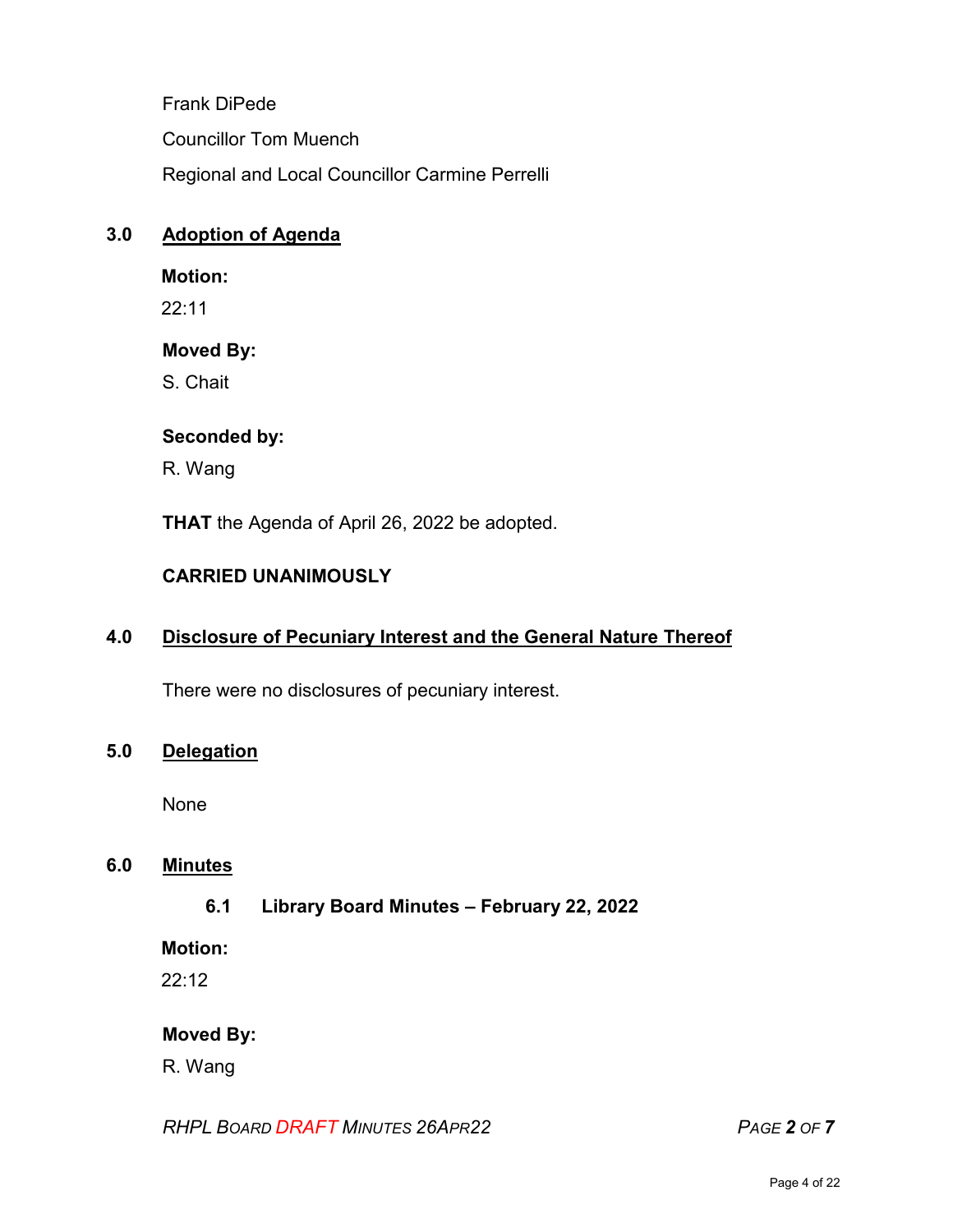Frank DiPede

Councillor Tom Muench

Regional and Local Councillor Carmine Perrelli

## 3.0 Adoption of Agenda

**Motion:**

22:11

**Moved By:**

S. Chait

**Seconded by:**

R. Wang

**THAT** the Agenda of April 26, 2022 be adopted.

**CARRIED UNANIMOUSLY**

## 4.0 Disclosure of Pecuniary Interest and the General Nature Thereof

There were no disclosures of pecuniary interest.

## 5.0 Delegation

None

## 6.0 Minutes

### 6.1 Library Board Minutes – February 22, 2022

**Motion:**

22:12

**Moved By:**

R. Wang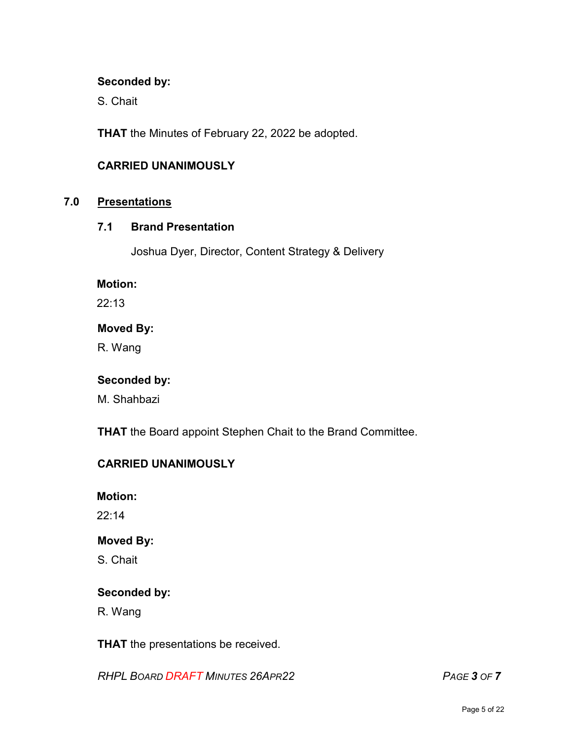**Seconded by:**

S. Chait

**THAT** the Minutes of February 22, 2022 be adopted.

**CARRIED UNANIMOUSLY**

## 7.0 Presentations

### 7.1 Brand Presentation

Joshua Dyer, Director, Content Strategy & Delivery

**Motion:**

22:13

**Moved By:**

R. Wang

**Seconded by:**

M. Shahbazi

**THAT** the Board appoint Stephen Chait to the Brand Committee.

**CARRIED UNANIMOUSLY**

**Motion:**

22:14

**Moved By:**

S. Chait

**Seconded by:**

R. Wang

**THAT** the presentations be received.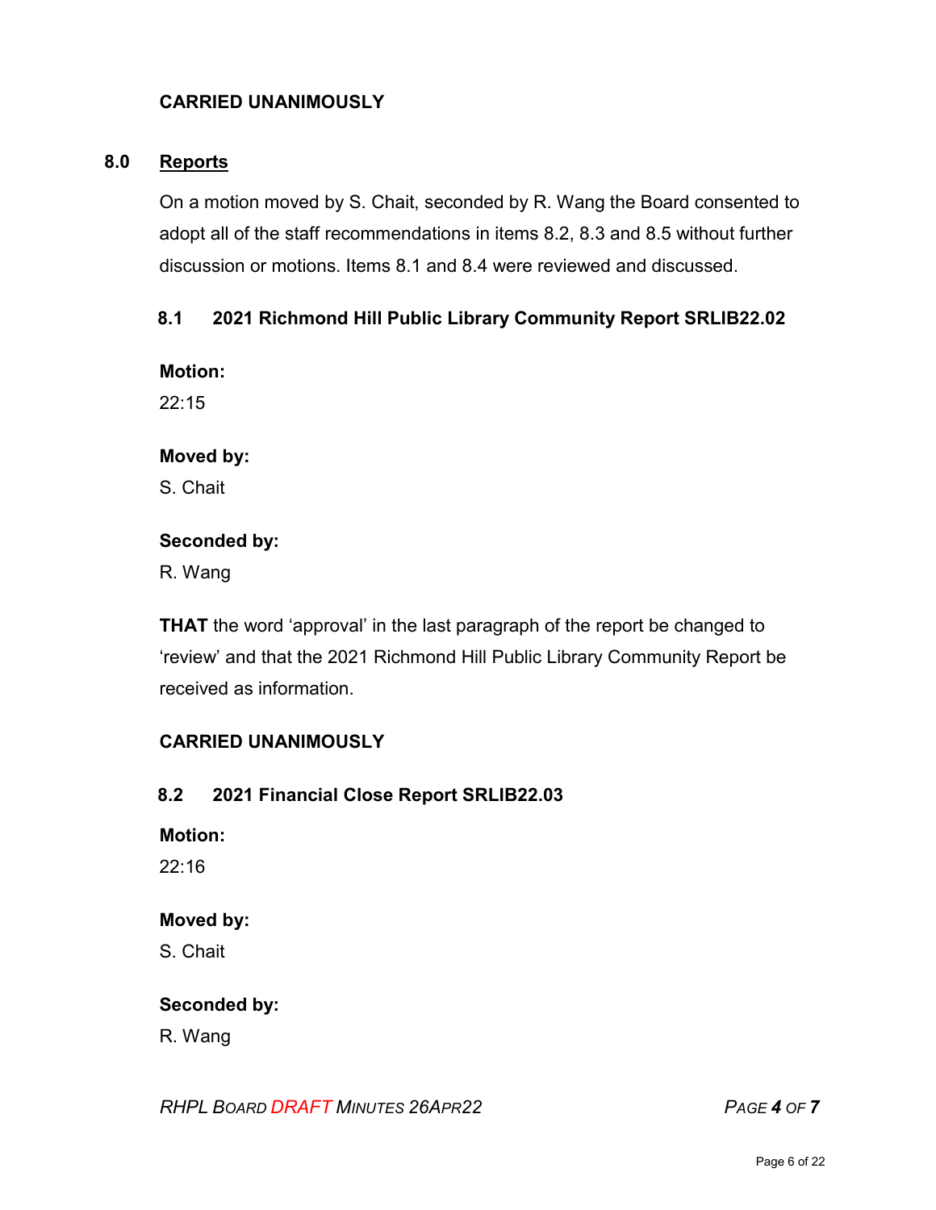**CARRIED UNANIMOUSLY**

## 8.0 Reports

On a motion moved by S. Chait, seconded by R. Wang the Board consented to adopt all of the staff recommendations in items 8.2, 8.3 and 8.5 without further discussion or motions. Items 8.1 and 8.4 were reviewed and discussed.

### 8.1 2021 Richmond Hill Public Library Community Report SRLIB22.02

**Motion:**

22:15

**Moved by:**

S. Chait

**Seconded by:**

R. Wang

**THAT** the word 'approval' in the last paragraph of the report be changed to 'review' and that the 2021 Richmond Hill Public Library Community Report be received as information.

**CARRIED UNANIMOUSLY**

### 8.2 2021 Financial Close Report SRLIB22.03

**Motion:**

22:16

**Moved by:**

S. Chait

**Seconded by:**

R. Wang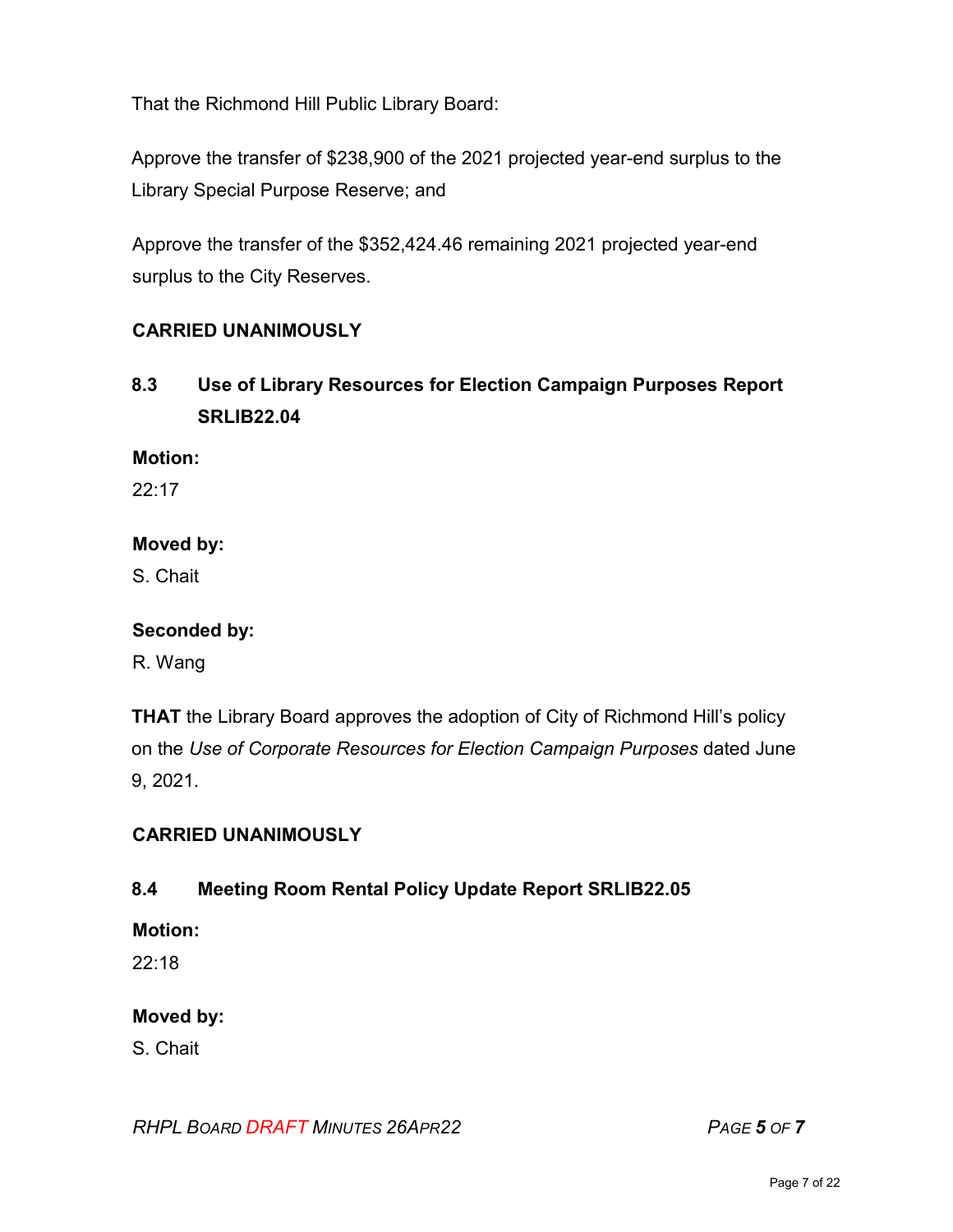That the Richmond Hill Public Library Board:

Approve the transfer of $238,900 of the 2021 projected year-end surplus to the Library Special Purpose Reserve; and

Approve the transfer of the $352,424.46 remaining 2021 projected year-end surplus to the City Reserves.

**CARRIED UNANIMOUSLY**

### 8.3 Use of Library Resources for Election Campaign Purposes Report SRLIB22.04

**Motion:**
22:17

**Moved by:**
S. Chait

**Seconded by:**
R. Wang

**THAT** the Library Board approves the adoption of City of Richmond Hill's policy on the *Use of Corporate Resources for Election Campaign Purposes* dated June 9, 2021.

**CARRIED UNANIMOUSLY**

### 8.4 Meeting Room Rental Policy Update Report SRLIB22.05

**Motion:**
22:18

**Moved by:**
S. Chait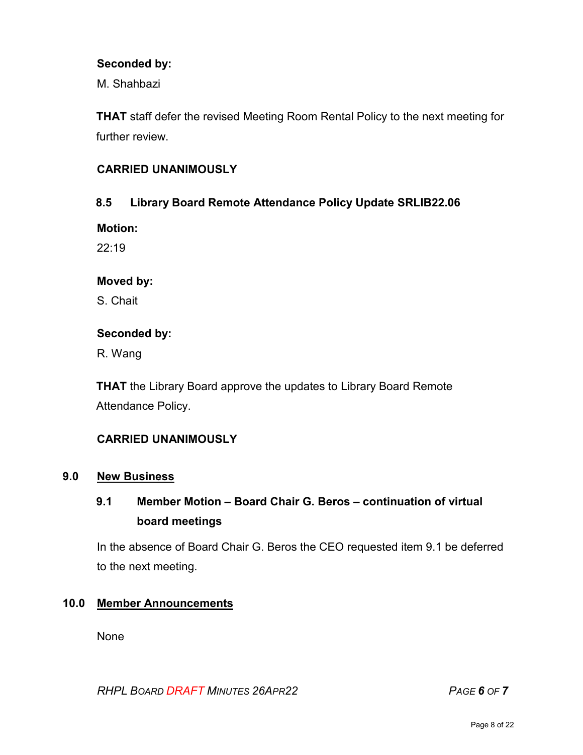**Seconded by:**

M. Shahbazi

**THAT** staff defer the revised Meeting Room Rental Policy to the next meeting for further review.

**CARRIED UNANIMOUSLY**

### 8.5 Library Board Remote Attendance Policy Update SRLIB22.06

**Motion:**

22:19

**Moved by:**

S. Chait

**Seconded by:**

R. Wang

**THAT** the Library Board approve the updates to Library Board Remote Attendance Policy.

**CARRIED UNANIMOUSLY**

## 9.0 New Business

### 9.1 Member Motion – Board Chair G. Beros – continuation of virtual board meetings

In the absence of Board Chair G. Beros the CEO requested item 9.1 be deferred to the next meeting.

## 10.0 Member Announcements

None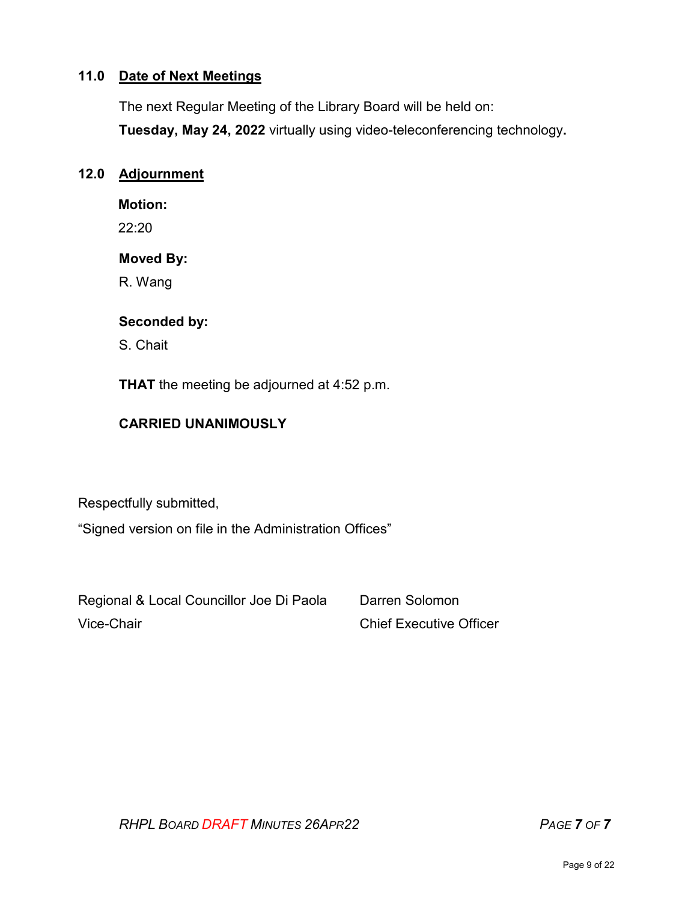## 11.0 Date of Next Meetings

The next Regular Meeting of the Library Board will be held on:

**Tuesday, May 24, 2022** virtually using video-teleconferencing technology**.**

## 12.0 Adjournment

**Motion:**

22:20

**Moved By:**

R. Wang

**Seconded by:**

S. Chait

**THAT** the meeting be adjourned at 4:52 p.m.

**CARRIED UNANIMOUSLY**

Respectfully submitted,

"Signed version on file in the Administration Offices"

Regional & Local Councillor Joe Di Paola
Vice-Chair

Darren Solomon
Chief Executive Officer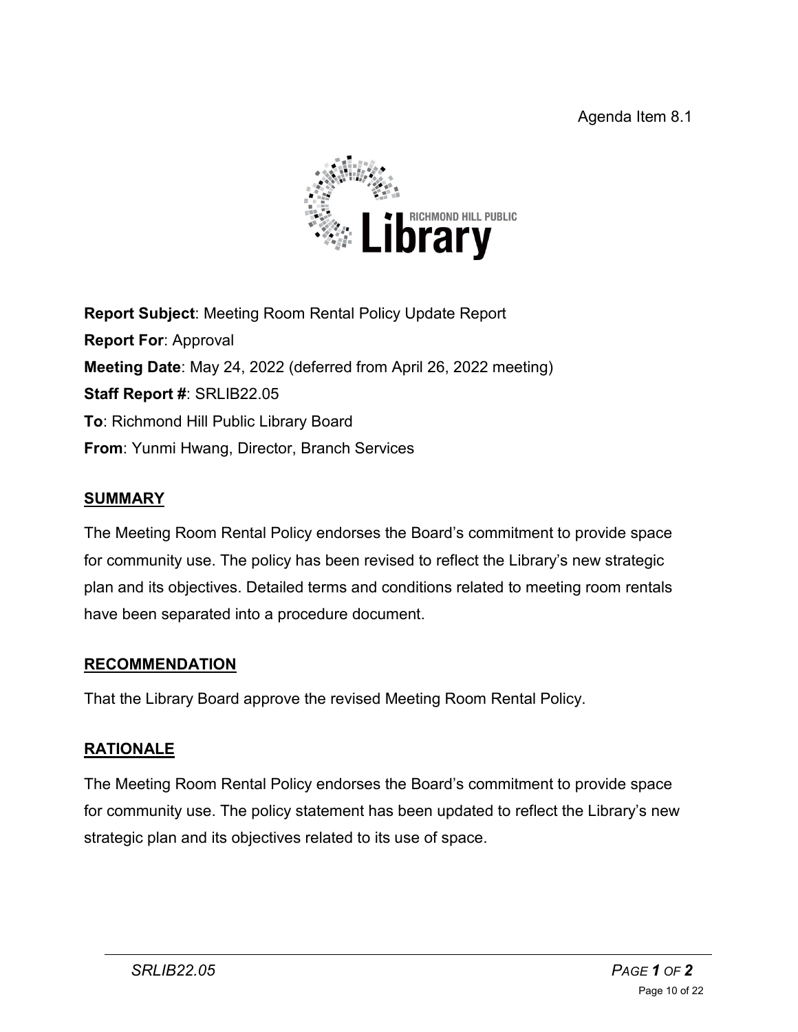Agenda Item 8.1

**Report Subject**: Meeting Room Rental Policy Update Report

**Report For**: Approval

**Meeting Date**: May 24, 2022 (deferred from April 26, 2022 meeting)

**Staff Report #**: SRLIB22.05

**To**: Richmond Hill Public Library Board

**From**: Yunmi Hwang, Director, Branch Services

## SUMMARY

The Meeting Room Rental Policy endorses the Board's commitment to provide space for community use. The policy has been revised to reflect the Library's new strategic plan and its objectives. Detailed terms and conditions related to meeting room rentals have been separated into a procedure document.

## RECOMMENDATION

That the Library Board approve the revised Meeting Room Rental Policy.

## RATIONALE

The Meeting Room Rental Policy endorses the Board's commitment to provide space for community use. The policy statement has been updated to reflect the Library's new strategic plan and its objectives related to its use of space.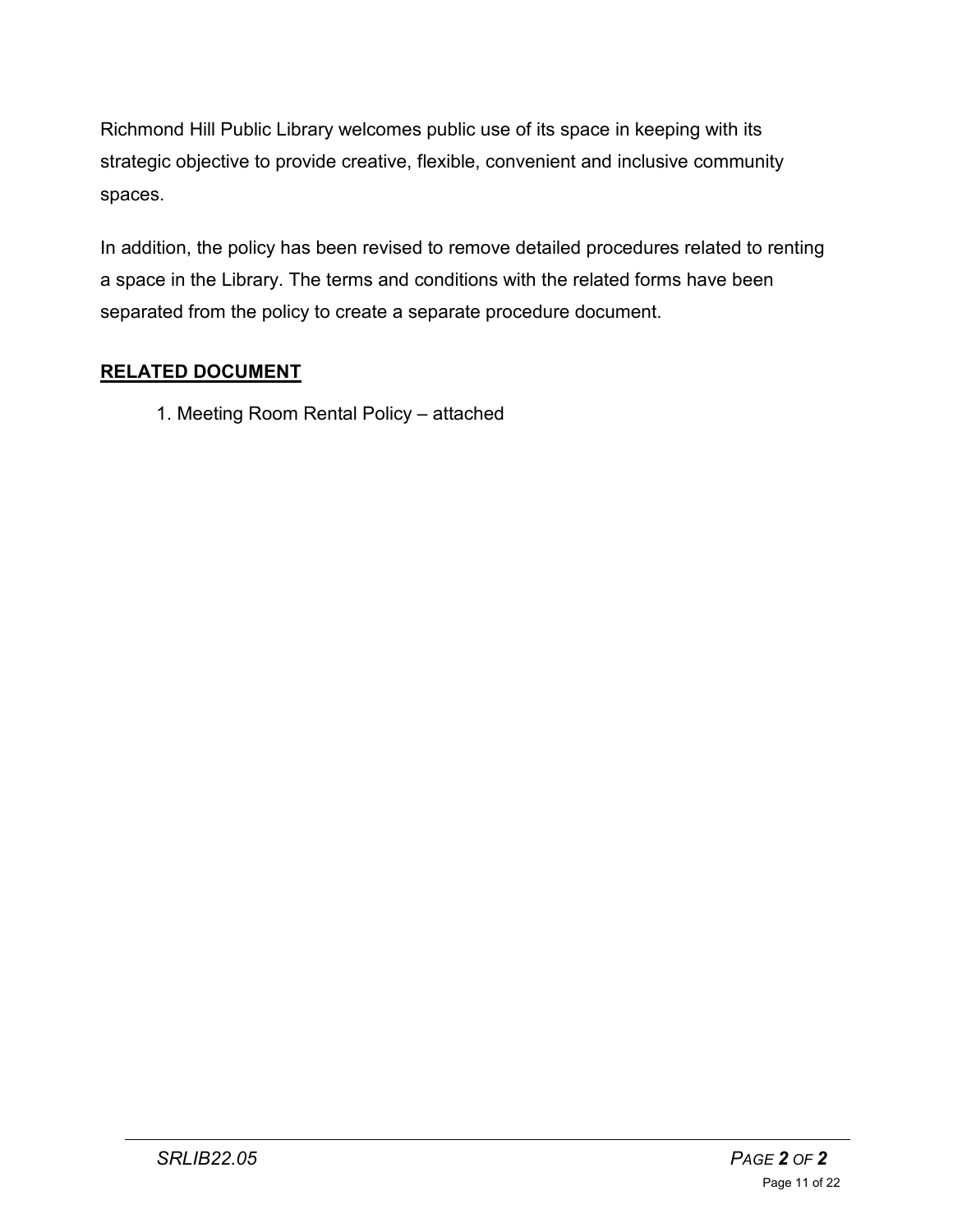Richmond Hill Public Library welcomes public use of its space in keeping with its strategic objective to provide creative, flexible, convenient and inclusive community spaces.

In addition, the policy has been revised to remove detailed procedures related to renting a space in the Library. The terms and conditions with the related forms have been separated from the policy to create a separate procedure document.

## RELATED DOCUMENT

1. Meeting Room Rental Policy – attached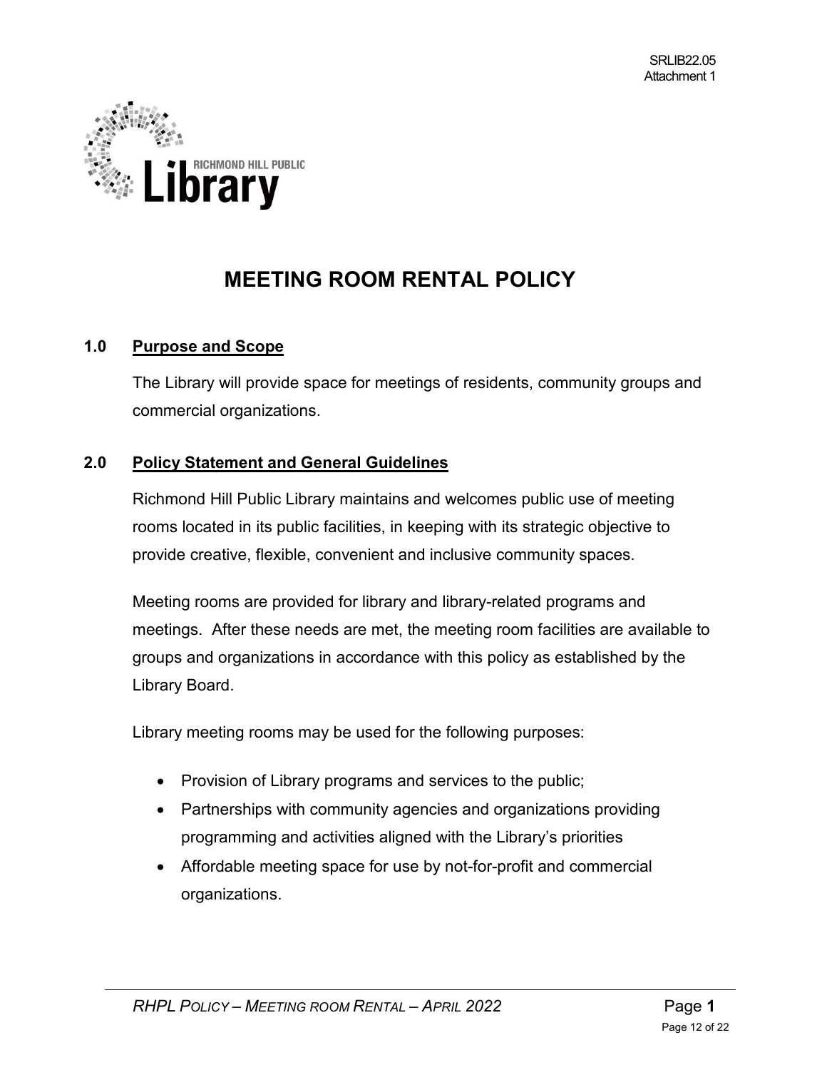SRLIB22.05
Attachment 1

# MEETING ROOM RENTAL POLICY

## 1.0 Purpose and Scope

The Library will provide space for meetings of residents, community groups and commercial organizations.

## 2.0 Policy Statement and General Guidelines

Richmond Hill Public Library maintains and welcomes public use of meeting rooms located in its public facilities, in keeping with its strategic objective to provide creative, flexible, convenient and inclusive community spaces.

Meeting rooms are provided for library and library-related programs and meetings. After these needs are met, the meeting room facilities are available to groups and organizations in accordance with this policy as established by the Library Board.

Library meeting rooms may be used for the following purposes:

- Provision of Library programs and services to the public;
- Partnerships with community agencies and organizations providing programming and activities aligned with the Library's priorities
- Affordable meeting space for use by not-for-profit and commercial organizations.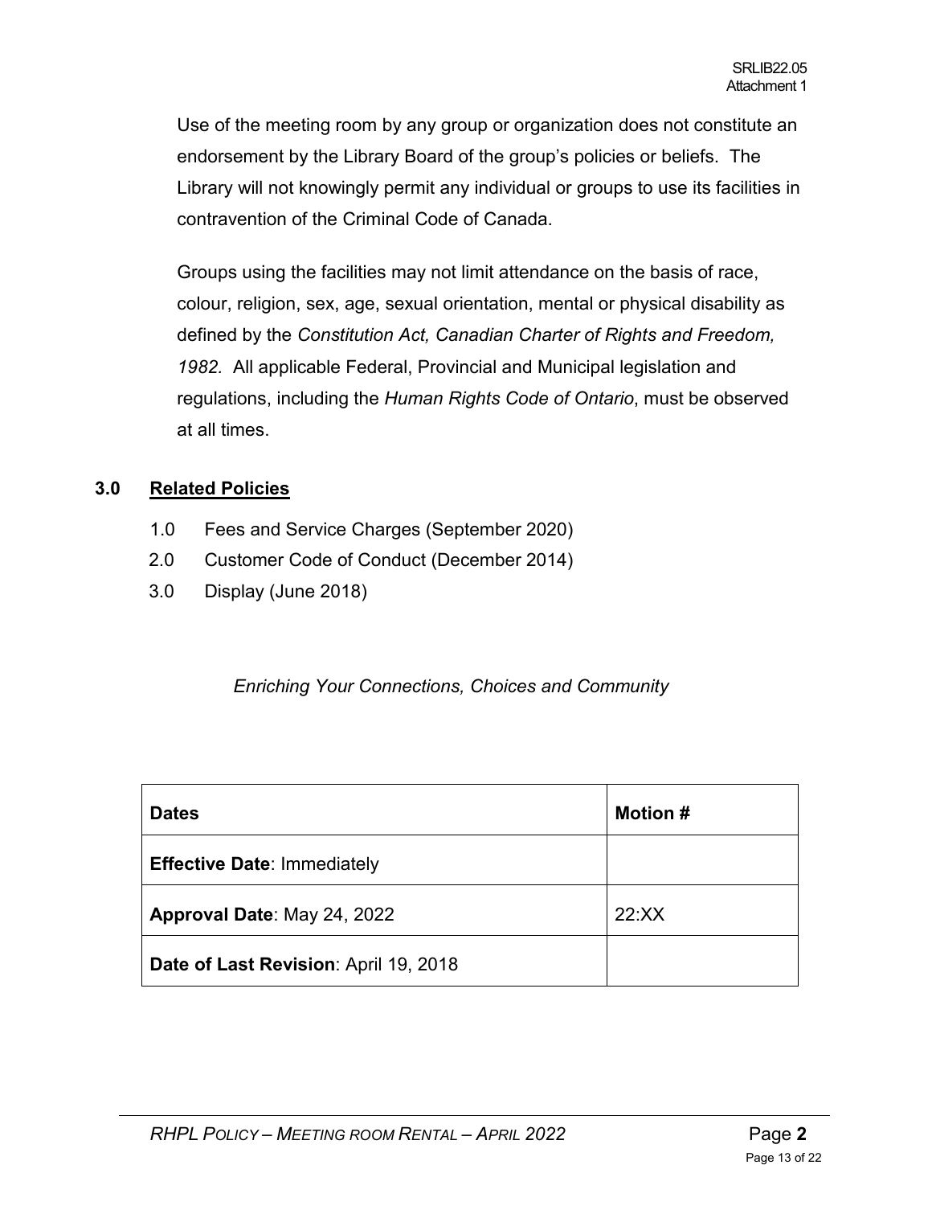Use of the meeting room by any group or organization does not constitute an endorsement by the Library Board of the group's policies or beliefs. The Library will not knowingly permit any individual or groups to use its facilities in contravention of the Criminal Code of Canada.

Groups using the facilities may not limit attendance on the basis of race, colour, religion, sex, age, sexual orientation, mental or physical disability as defined by the *Constitution Act, Canadian Charter of Rights and Freedom, 1982.* All applicable Federal, Provincial and Municipal legislation and regulations, including the *Human Rights Code of Ontario*, must be observed at all times.

## 3.0 Related Policies

1.0 Fees and Service Charges (September 2020)
2.0 Customer Code of Conduct (December 2014)
3.0 Display (June 2018)

*Enriching Your Connections, Choices and Community*

| **Dates** | **Motion #** |
|---|---|
| **Effective Date**: Immediately | |
| **Approval Date**: May 24, 2022 | 22:XX |
| **Date of Last Revision**: April 19, 2018 | |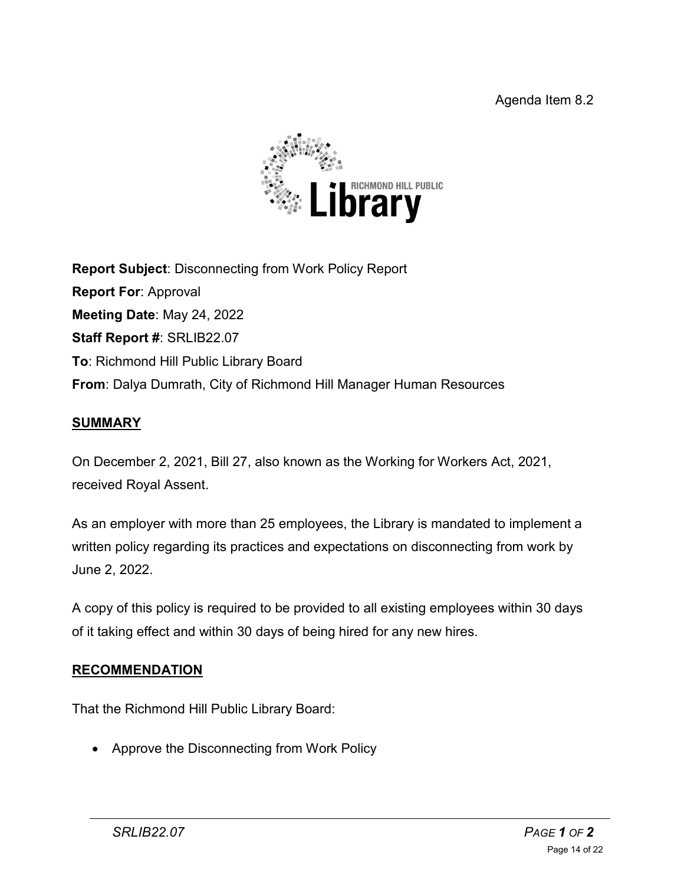Agenda Item 8.2

**Report Subject**: Disconnecting from Work Policy Report

**Report For**: Approval

**Meeting Date**: May 24, 2022

**Staff Report #**: SRLIB22.07

**To**: Richmond Hill Public Library Board

**From**: Dalya Dumrath, City of Richmond Hill Manager Human Resources

## SUMMARY

On December 2, 2021, Bill 27, also known as the Working for Workers Act, 2021, received Royal Assent.

As an employer with more than 25 employees, the Library is mandated to implement a written policy regarding its practices and expectations on disconnecting from work by June 2, 2022.

A copy of this policy is required to be provided to all existing employees within 30 days of it taking effect and within 30 days of being hired for any new hires.

## RECOMMENDATION

That the Richmond Hill Public Library Board:

- Approve the Disconnecting from Work Policy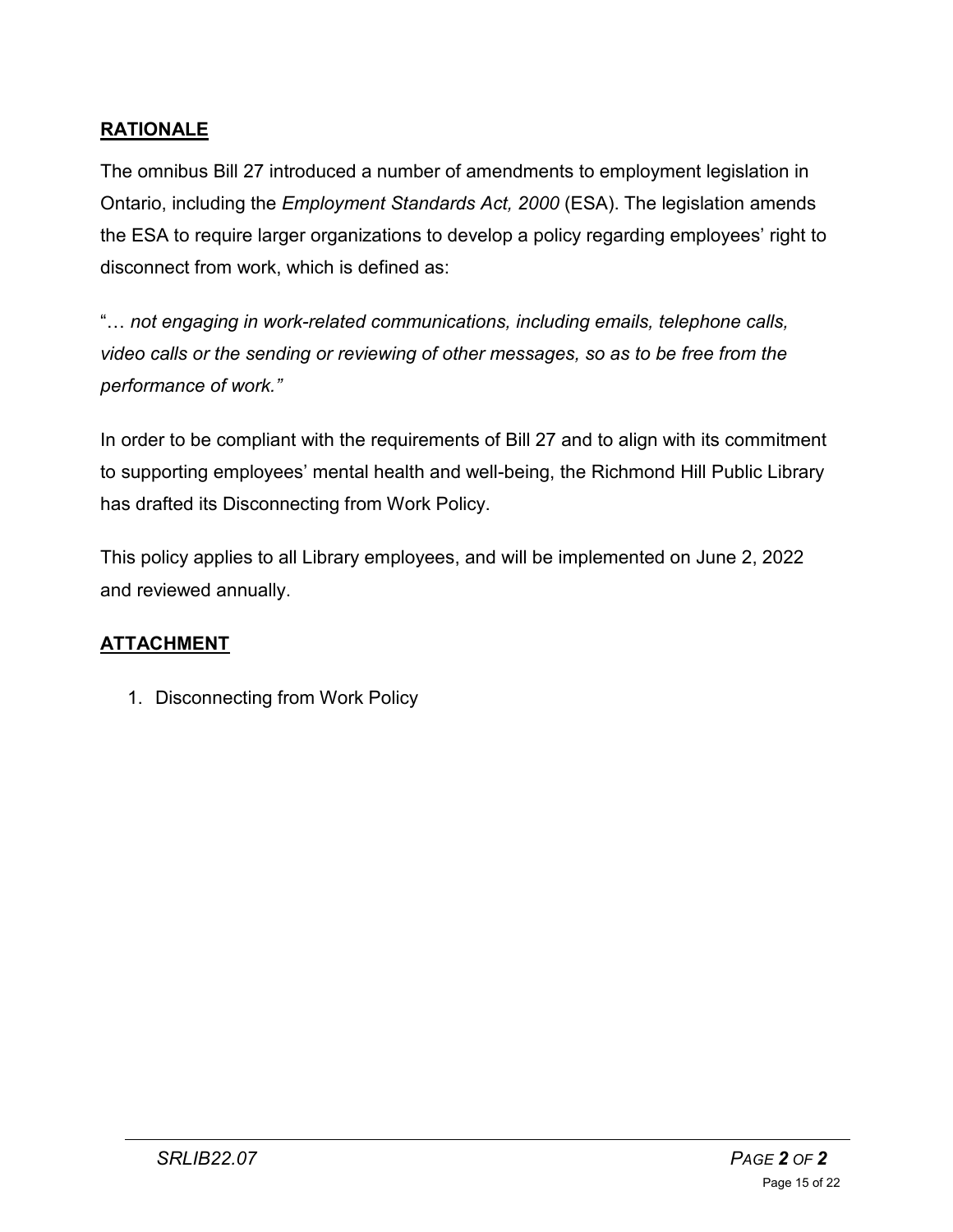## RATIONALE

The omnibus Bill 27 introduced a number of amendments to employment legislation in Ontario, including the *Employment Standards Act, 2000* (ESA). The legislation amends the ESA to require larger organizations to develop a policy regarding employees' right to disconnect from work, which is defined as:

"… *not engaging in work-related communications, including emails, telephone calls, video calls or the sending or reviewing of other messages, so as to be free from the performance of work."*

In order to be compliant with the requirements of Bill 27 and to align with its commitment to supporting employees' mental health and well-being, the Richmond Hill Public Library has drafted its Disconnecting from Work Policy.

This policy applies to all Library employees, and will be implemented on June 2, 2022 and reviewed annually.

## ATTACHMENT

1. Disconnecting from Work Policy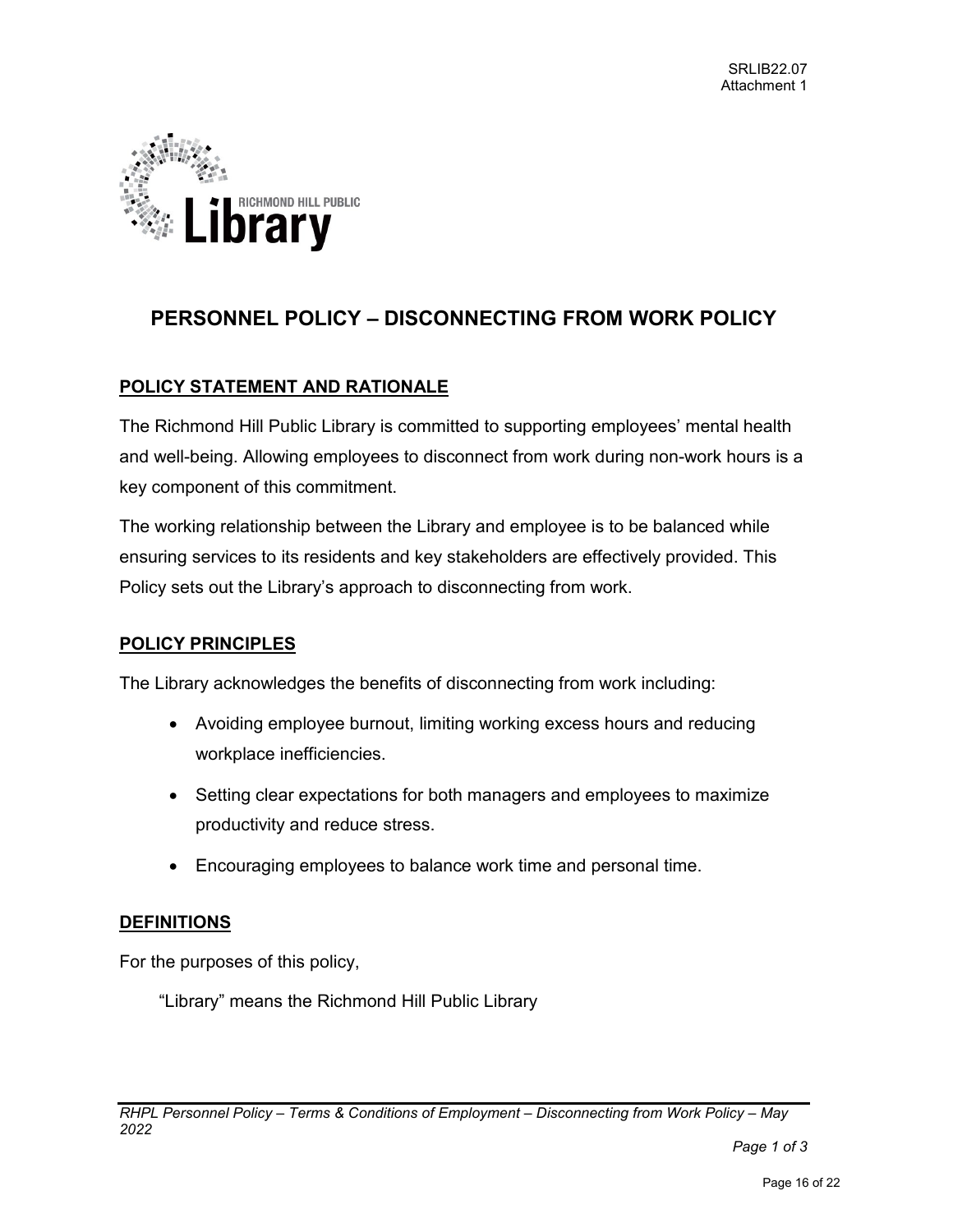# PERSONNEL POLICY – DISCONNECTING FROM WORK POLICY

## POLICY STATEMENT AND RATIONALE

The Richmond Hill Public Library is committed to supporting employees' mental health and well-being. Allowing employees to disconnect from work during non-work hours is a key component of this commitment.

The working relationship between the Library and employee is to be balanced while ensuring services to its residents and key stakeholders are effectively provided. This Policy sets out the Library's approach to disconnecting from work.

## POLICY PRINCIPLES

The Library acknowledges the benefits of disconnecting from work including:

- Avoiding employee burnout, limiting working excess hours and reducing workplace inefficiencies.
- Setting clear expectations for both managers and employees to maximize productivity and reduce stress.
- Encouraging employees to balance work time and personal time.

## DEFINITIONS

For the purposes of this policy,

"Library" means the Richmond Hill Public Library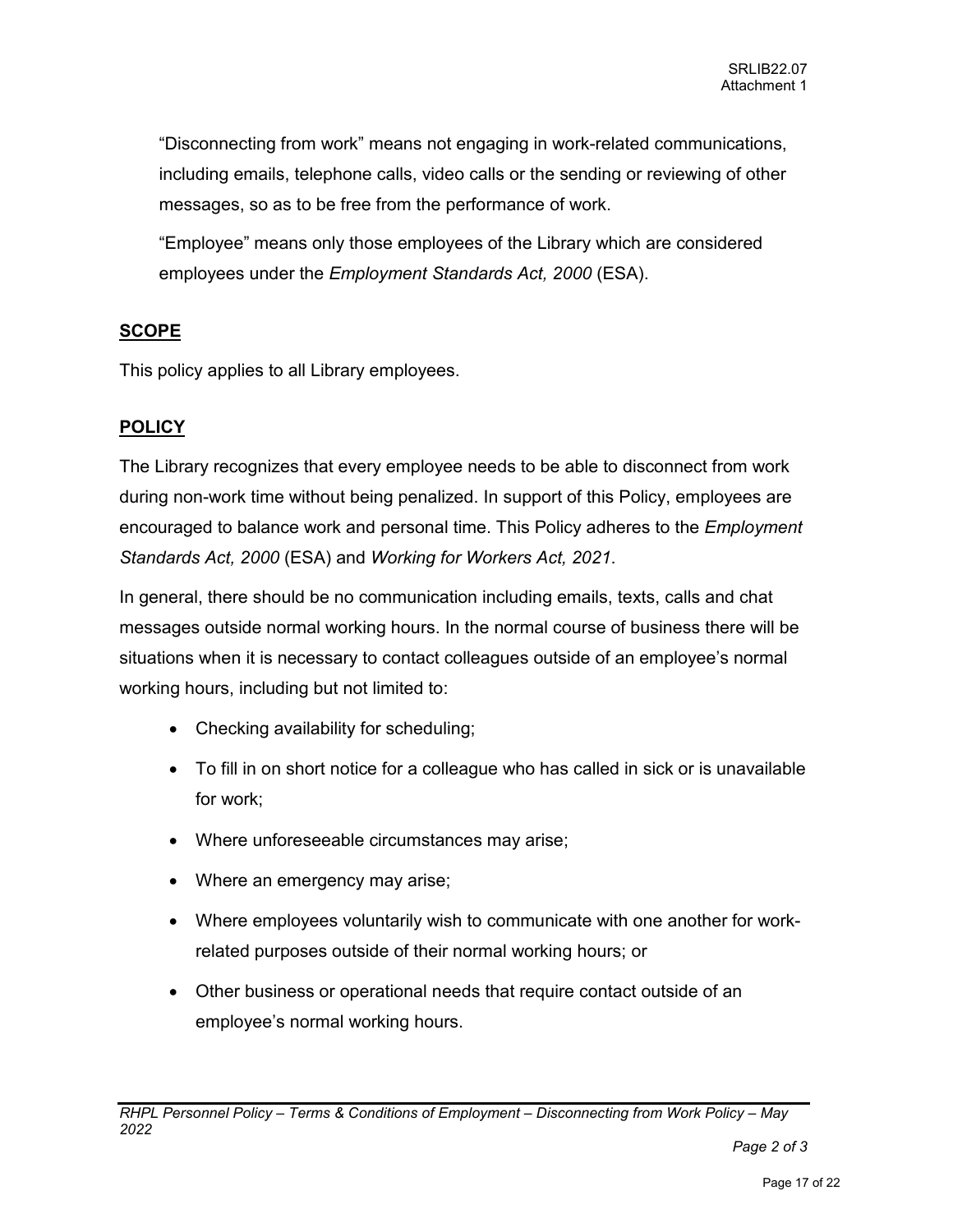"Disconnecting from work" means not engaging in work-related communications, including emails, telephone calls, video calls or the sending or reviewing of other messages, so as to be free from the performance of work.

"Employee" means only those employees of the Library which are considered employees under the *Employment Standards Act, 2000* (ESA).

## SCOPE

This policy applies to all Library employees.

## POLICY

The Library recognizes that every employee needs to be able to disconnect from work during non-work time without being penalized. In support of this Policy, employees are encouraged to balance work and personal time. This Policy adheres to the *Employment Standards Act, 2000* (ESA) and *Working for Workers Act, 2021*.

In general, there should be no communication including emails, texts, calls and chat messages outside normal working hours. In the normal course of business there will be situations when it is necessary to contact colleagues outside of an employee's normal working hours, including but not limited to:

- Checking availability for scheduling;
- To fill in on short notice for a colleague who has called in sick or is unavailable for work;
- Where unforeseeable circumstances may arise;
- Where an emergency may arise;
- Where employees voluntarily wish to communicate with one another for work-related purposes outside of their normal working hours; or
- Other business or operational needs that require contact outside of an employee's normal working hours.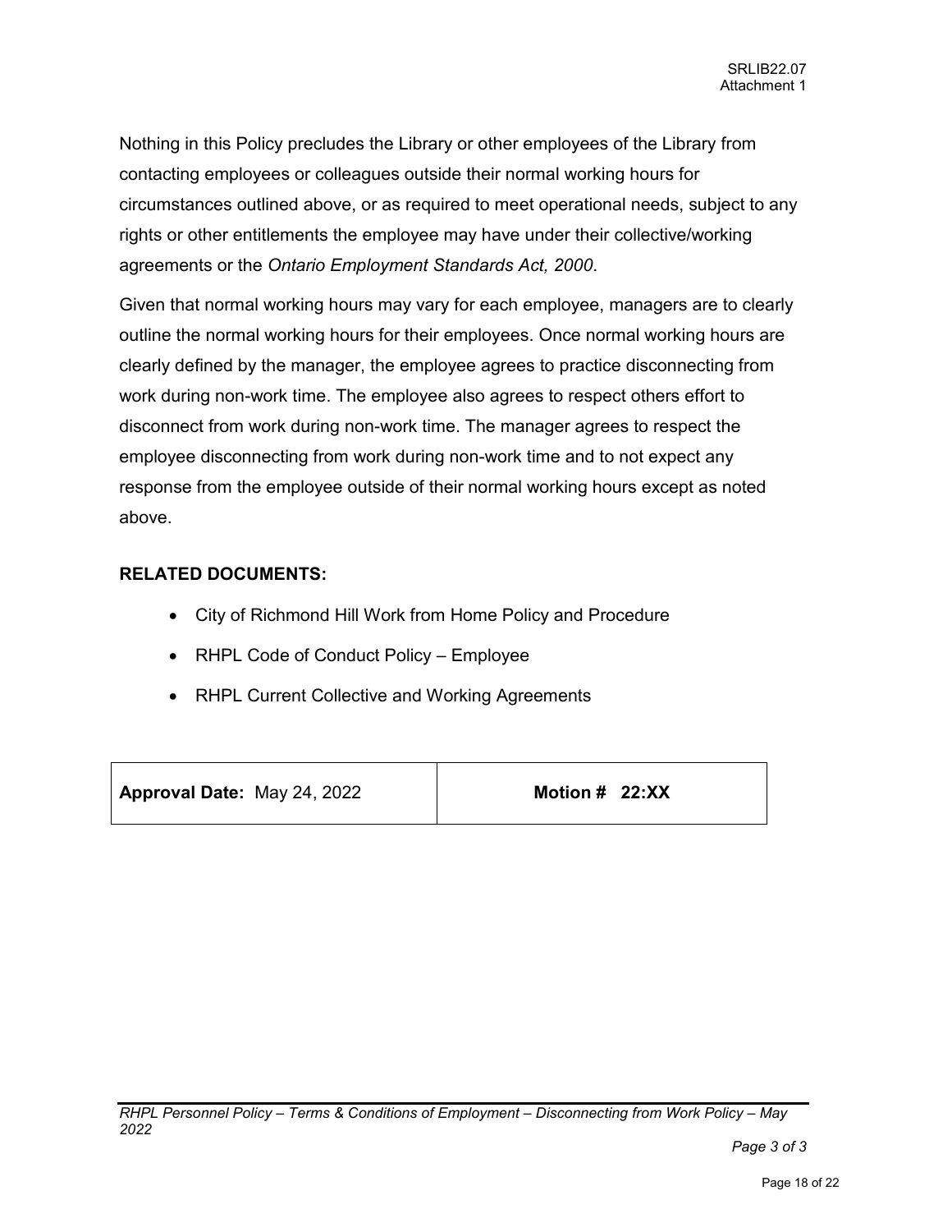Nothing in this Policy precludes the Library or other employees of the Library from contacting employees or colleagues outside their normal working hours for circumstances outlined above, or as required to meet operational needs, subject to any rights or other entitlements the employee may have under their collective/working agreements or the *Ontario Employment Standards Act, 2000*.

Given that normal working hours may vary for each employee, managers are to clearly outline the normal working hours for their employees. Once normal working hours are clearly defined by the manager, the employee agrees to practice disconnecting from work during non-work time. The employee also agrees to respect others effort to disconnect from work during non-work time. The manager agrees to respect the employee disconnecting from work during non-work time and to not expect any response from the employee outside of their normal working hours except as noted above.

**RELATED DOCUMENTS:**

- City of Richmond Hill Work from Home Policy and Procedure
- RHPL Code of Conduct Policy – Employee
- RHPL Current Collective and Working Agreements

| **Approval Date:** May 24, 2022 | **Motion # 22:XX** |
| --- | --- |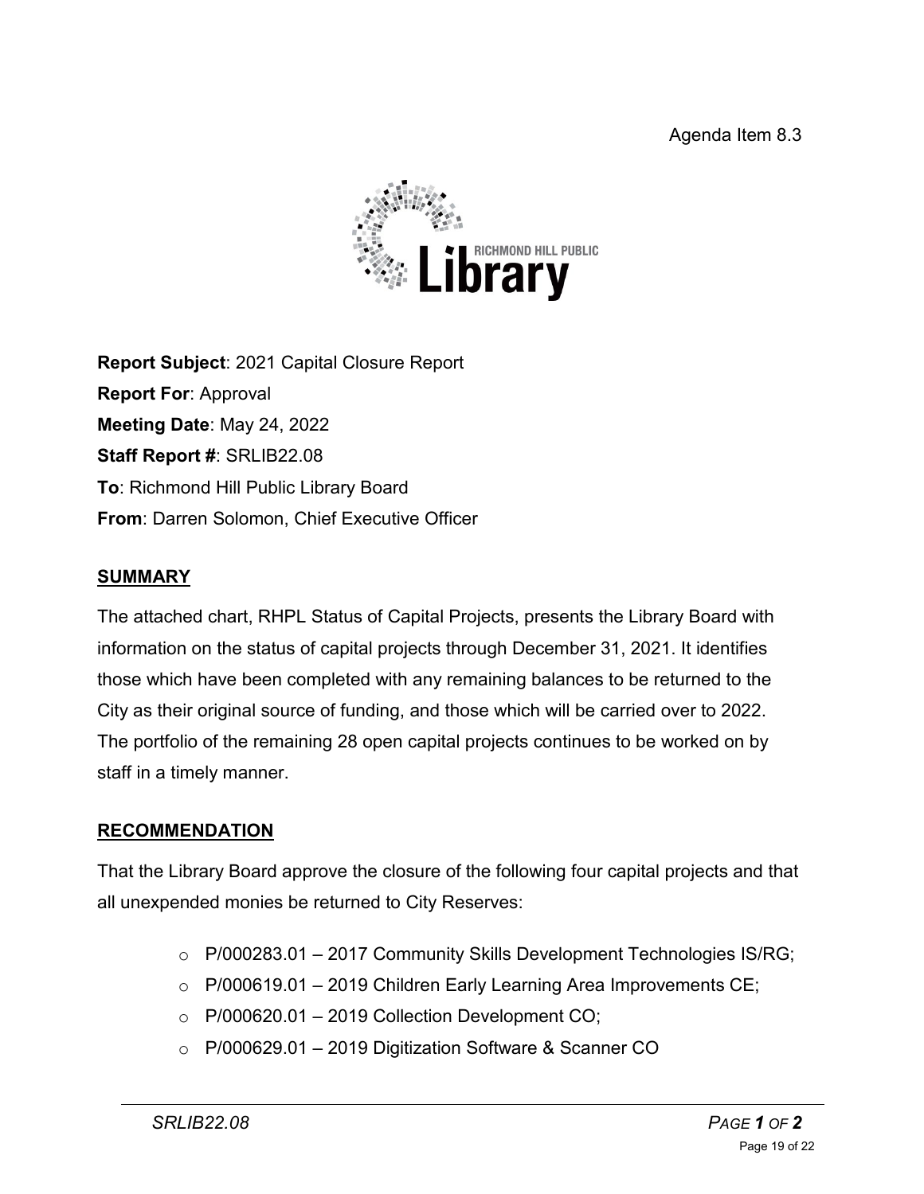Agenda Item 8.3

**Report Subject**: 2021 Capital Closure Report
**Report For**: Approval
**Meeting Date**: May 24, 2022
**Staff Report #**: SRLIB22.08
**To**: Richmond Hill Public Library Board
**From**: Darren Solomon, Chief Executive Officer

## SUMMARY

The attached chart, RHPL Status of Capital Projects, presents the Library Board with information on the status of capital projects through December 31, 2021. It identifies those which have been completed with any remaining balances to be returned to the City as their original source of funding, and those which will be carried over to 2022. The portfolio of the remaining 28 open capital projects continues to be worked on by staff in a timely manner.

## RECOMMENDATION

That the Library Board approve the closure of the following four capital projects and that all unexpended monies be returned to City Reserves:

- P/000283.01 – 2017 Community Skills Development Technologies IS/RG;
- P/000619.01 – 2019 Children Early Learning Area Improvements CE;
- P/000620.01 – 2019 Collection Development CO;
- P/000629.01 – 2019 Digitization Software & Scanner CO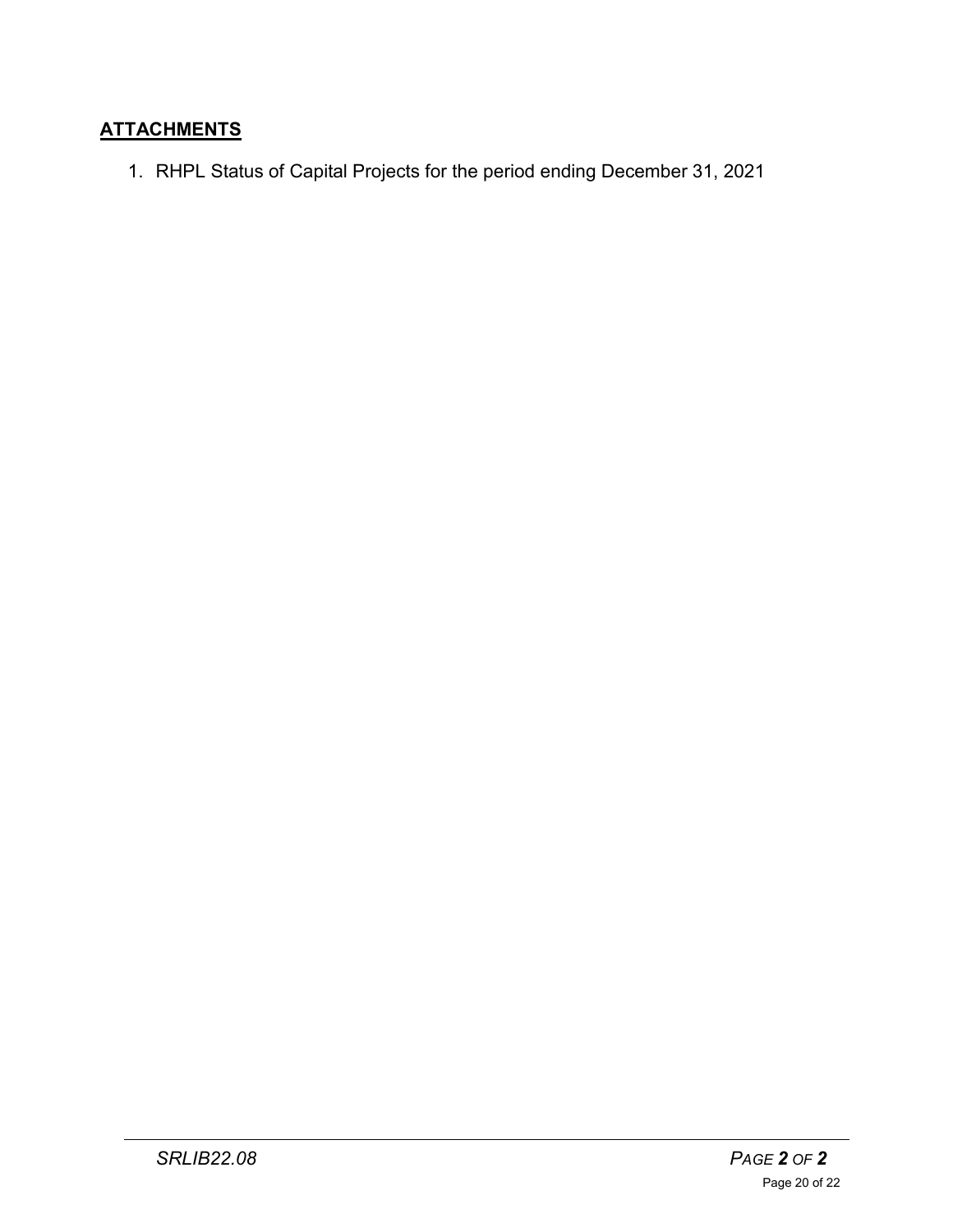## **ATTACHMENTS**

1. RHPL Status of Capital Projects for the period ending December 31, 2021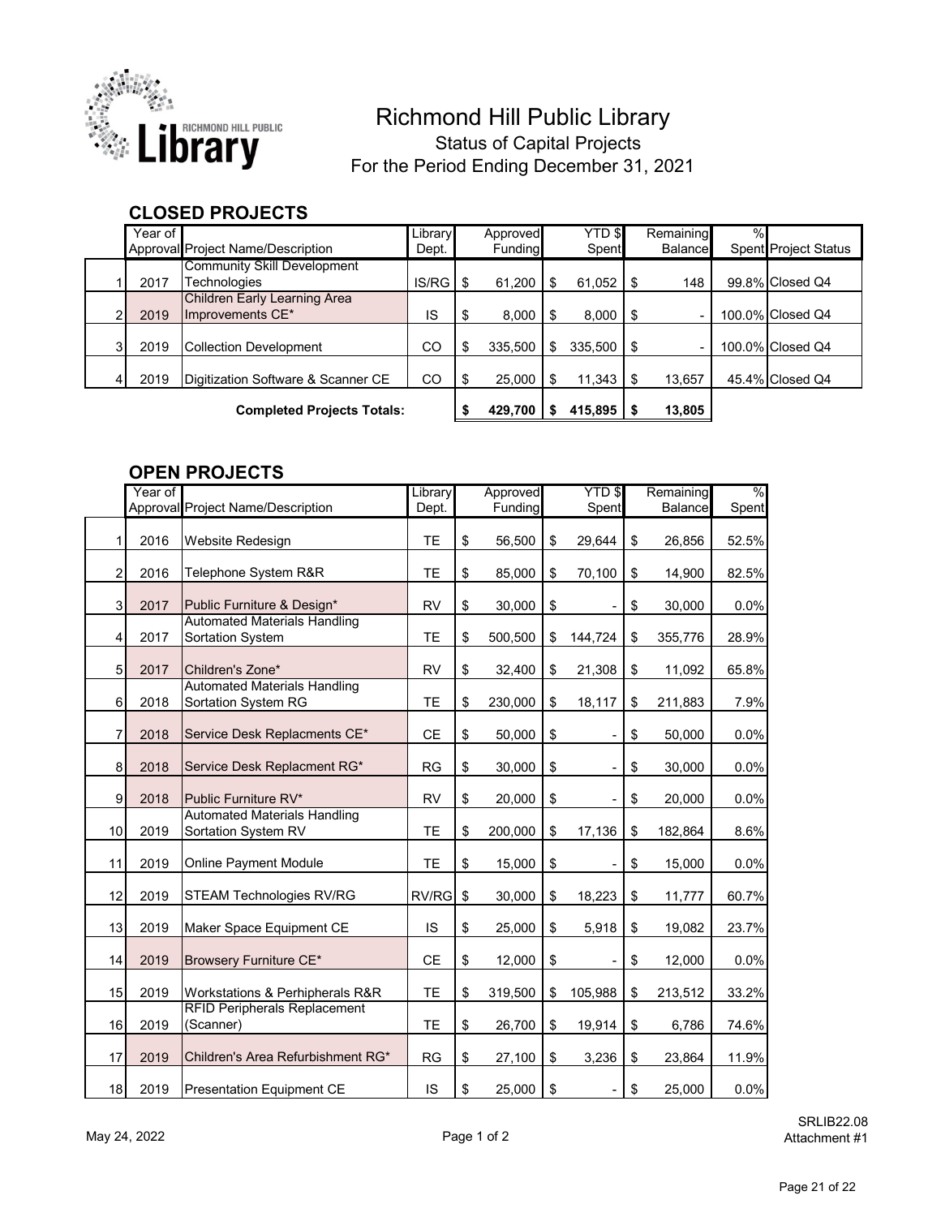# Richmond Hill Public Library

## Status of Capital Projects

## For the Period Ending December 31, 2021

### CLOSED PROJECTS

| | Year of Approval | Project Name/Description | Library Dept. | Approved Funding | YTD $ Spent | Remaining Balance | % Spent | Project Status |
|---|---|---|---|---|---|---|---|---|
| 1 | 2017 | Community Skill Development Technologies | IS/RG | $ 61,200 | $ 61,052 | $ 148 | 99.8% | Closed Q4 |
| 2 | 2019 | Children Early Learning Area Improvements CE* | IS | $ 8,000 | $ 8,000 | $ - | 100.0% | Closed Q4 |
| 3 | 2019 | Collection Development | CO | $ 335,500 | $ 335,500 | $ - | 100.0% | Closed Q4 |
| 4 | 2019 | Digitization Software & Scanner CE | CO | $ 25,000 | $ 11,343 | $ 13,657 | 45.4% | Closed Q4 |
| | | **Completed Projects Totals:** | | **$ 429,700** | **$ 415,895** | **$ 13,805** | | |

### OPEN PROJECTS

| | Year of Approval | Project Name/Description | Library Dept. | Approved Funding | YTD $ Spent | Remaining Balance | % Spent |
|---|---|---|---|---|---|---|---|
| 1 | 2016 | Website Redesign | TE | $ 56,500 | $ 29,644 | $ 26,856 | 52.5% |
| 2 | 2016 | Telephone System R&R | TE | $ 85,000 | $ 70,100 | $ 14,900 | 82.5% |
| 3 | 2017 | Public Furniture & Design* | RV | $ 30,000 | $ - | $ 30,000 | 0.0% |
| 4 | 2017 | Automated Materials Handling Sortation System | TE | $ 500,500 | $ 144,724 | $ 355,776 | 28.9% |
| 5 | 2017 | Children's Zone* | RV | $ 32,400 | $ 21,308 | $ 11,092 | 65.8% |
| 6 | 2018 | Automated Materials Handling Sortation System RG | TE | $ 230,000 | $ 18,117 | $ 211,883 | 7.9% |
| 7 | 2018 | Service Desk Replacments CE* | CE | $ 50,000 | $ - | $ 50,000 | 0.0% |
| 8 | 2018 | Service Desk Replacment RG* | RG | $ 30,000 | $ - | $ 30,000 | 0.0% |
| 9 | 2018 | Public Furniture RV* | RV | $ 20,000 | $ - | $ 20,000 | 0.0% |
| 10 | 2019 | Automated Materials Handling Sortation System RV | TE | $ 200,000 | $ 17,136 | $ 182,864 | 8.6% |
| 11 | 2019 | Online Payment Module | TE | $ 15,000 | $ - | $ 15,000 | 0.0% |
| 12 | 2019 | STEAM Technologies RV/RG | RV/RG | $ 30,000 | $ 18,223 | $ 11,777 | 60.7% |
| 13 | 2019 | Maker Space Equipment CE | IS | $ 25,000 | $ 5,918 | $ 19,082 | 23.7% |
| 14 | 2019 | Browsery Furniture CE* | CE | $ 12,000 | $ - | $ 12,000 | 0.0% |
| 15 | 2019 | Workstations & Perhipherals R&R | TE | $ 319,500 | $ 105,988 | $ 213,512 | 33.2% |
| 16 | 2019 | RFID Peripherals Replacement (Scanner) | TE | $ 26,700 | $ 19,914 | $ 6,786 | 74.6% |
| 17 | 2019 | Children's Area Refurbishment RG* | RG | $ 27,100 | $ 3,236 | $ 23,864 | 11.9% |
| 18 | 2019 | Presentation Equipment CE | IS | $ 25,000 | $ - | $ 25,000 | 0.0% |

May 24, 2022

SRLIB22.08
Attachment #1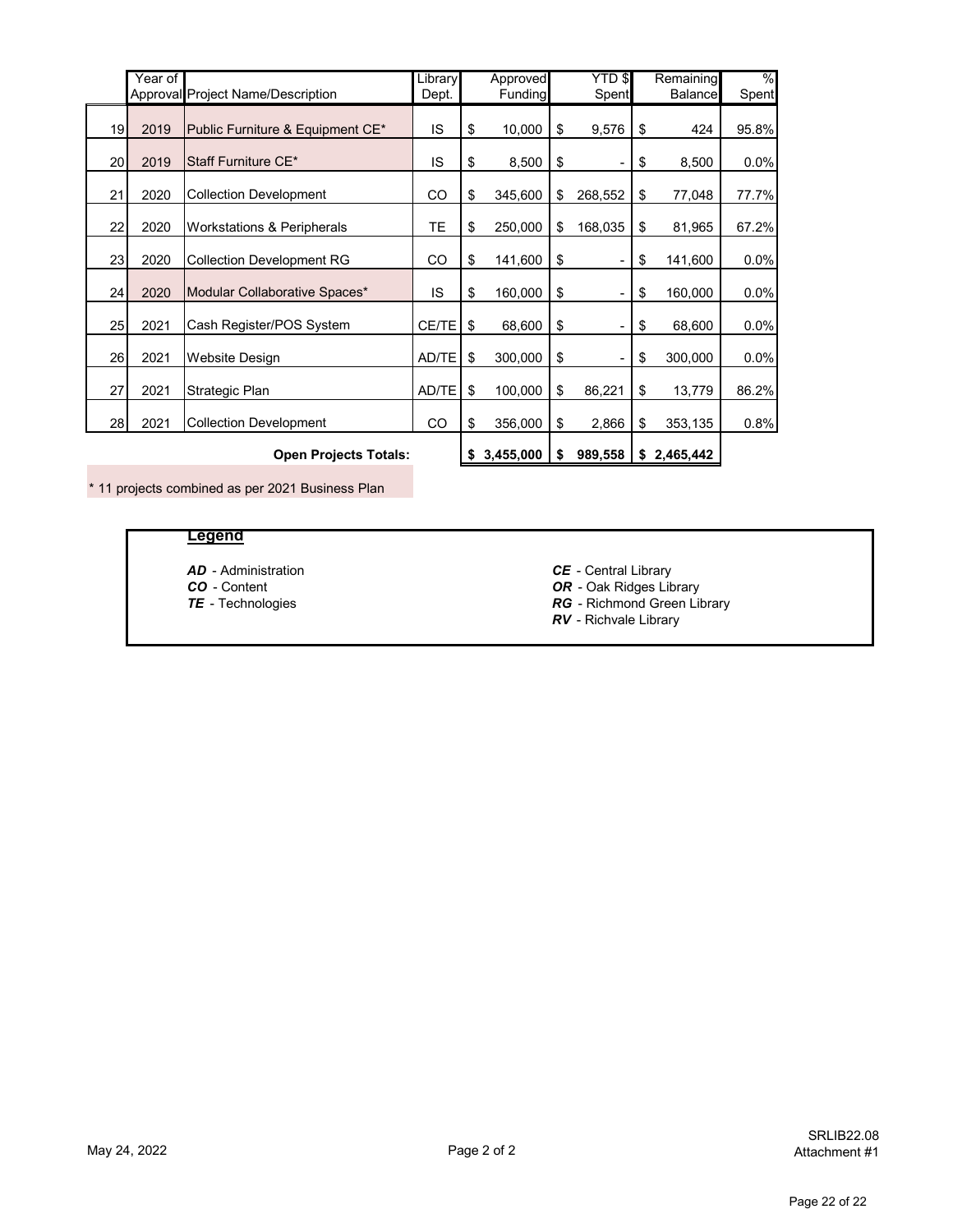| | Year of Approval | Project Name/Description | Library Dept. | Approved Funding | YTD $ Spent | Remaining Balance | % Spent |
|---|---|---|---|---|---|---|---|
| 19 | 2019 | Public Furniture & Equipment CE* | IS | $ 10,000 | $ 9,576 | $ 424 | 95.8% |
| 20 | 2019 | Staff Furniture CE* | IS | $ 8,500 | $ - | $ 8,500 | 0.0% |
| 21 | 2020 | Collection Development | CO | $ 345,600 | $ 268,552 | $ 77,048 | 77.7% |
| 22 | 2020 | Workstations & Peripherals | TE | $ 250,000 | $ 168,035 | $ 81,965 | 67.2% |
| 23 | 2020 | Collection Development RG | CO | $ 141,600 | $ - | $ 141,600 | 0.0% |
| 24 | 2020 | Modular Collaborative Spaces* | IS | $ 160,000 | $ - | $ 160,000 | 0.0% |
| 25 | 2021 | Cash Register/POS System | CE/TE | $ 68,600 | $ - | $ 68,600 | 0.0% |
| 26 | 2021 | Website Design | AD/TE | $ 300,000 | $ - | $ 300,000 | 0.0% |
| 27 | 2021 | Strategic Plan | AD/TE | $ 100,000 | $ 86,221 | $ 13,779 | 86.2% |
| 28 | 2021 | Collection Development | CO | $ 356,000 | $ 2,866 | $ 353,135 | 0.8% |
| | | **Open Projects Totals:** | | **$ 3,455,000** | **$ 989,558** | **$ 2,465,442** | |

\* 11 projects combined as per 2021 Business Plan

**Legend**

***AD*** - Administration
***CO*** - Content
***TE*** - Technologies

***CE*** - Central Library
***OR*** - Oak Ridges Library
***RG*** - Richmond Green Library
***RV*** - Richvale Library

May 24, 2022

SRLIB22.08
Attachment #1